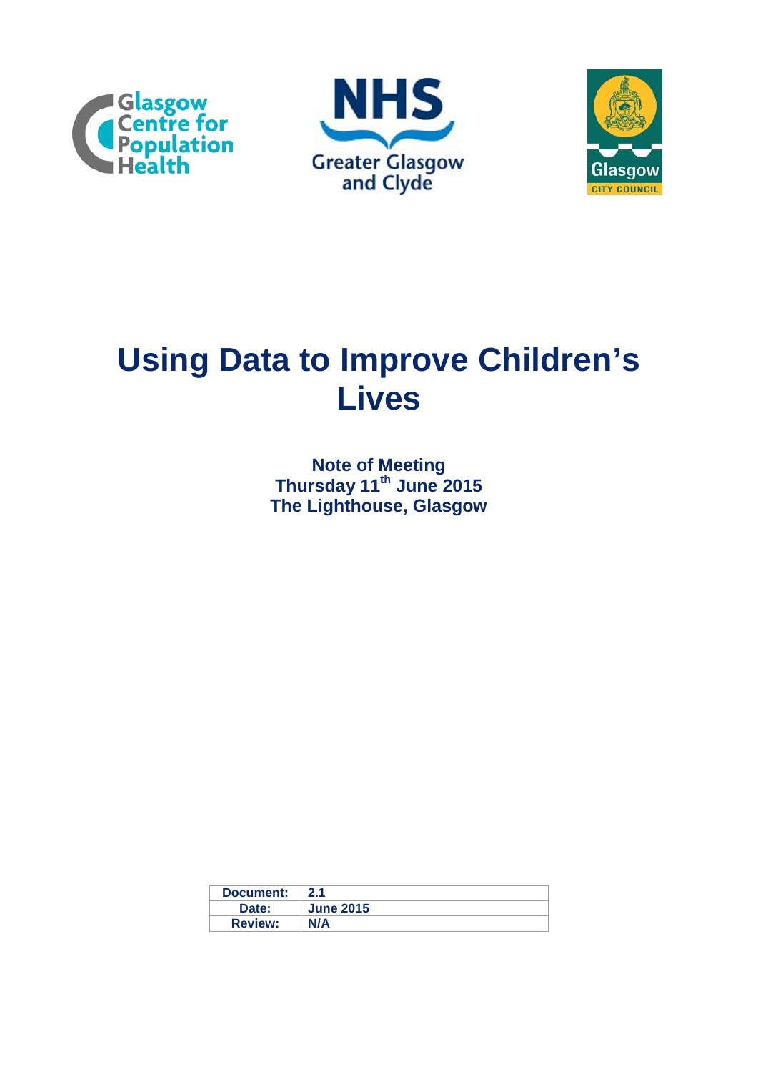# Using Data to Improve Children's Lives

**Note of Meeting**
**Thursday 11th June 2015**
**The Lighthouse, Glasgow**

| Document: | 2.1 |
| --- | --- |
| Date: | June 2015 |
| Review: | N/A |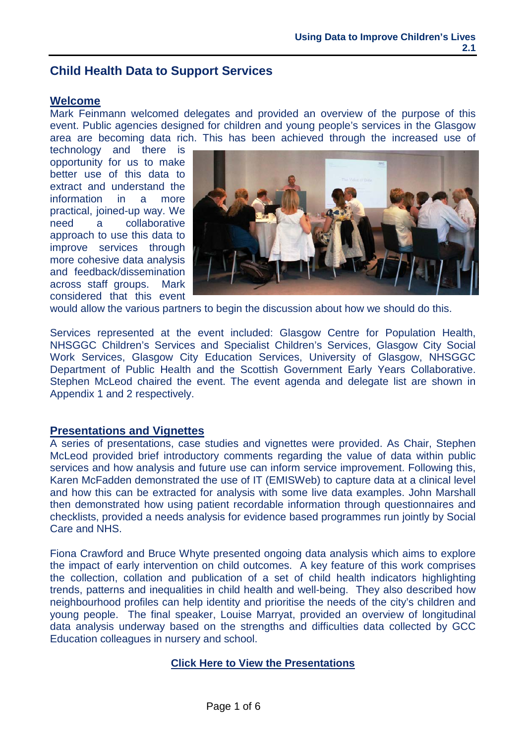## Child Health Data to Support Services

### Welcome

Mark Feinmann welcomed delegates and provided an overview of the purpose of this event. Public agencies designed for children and young people's services in the Glasgow area are becoming data rich. This has been achieved through the increased use of technology and there is opportunity for us to make better use of this data to extract and understand the information in a more practical, joined-up way. We need a collaborative approach to use this data to improve services through more cohesive data analysis and feedback/dissemination across staff groups. Mark considered that this event would allow the various partners to begin the discussion about how we should do this.

Services represented at the event included: Glasgow Centre for Population Health, NHSGGC Children's Services and Specialist Children's Services, Glasgow City Social Work Services, Glasgow City Education Services, University of Glasgow, NHSGGC Department of Public Health and the Scottish Government Early Years Collaborative. Stephen McLeod chaired the event. The event agenda and delegate list are shown in Appendix 1 and 2 respectively.

### Presentations and Vignettes

A series of presentations, case studies and vignettes were provided. As Chair, Stephen McLeod provided brief introductory comments regarding the value of data within public services and how analysis and future use can inform service improvement. Following this, Karen McFadden demonstrated the use of IT (EMISWeb) to capture data at a clinical level and how this can be extracted for analysis with some live data examples. John Marshall then demonstrated how using patient recordable information through questionnaires and checklists, provided a needs analysis for evidence based programmes run jointly by Social Care and NHS.

Fiona Crawford and Bruce Whyte presented ongoing data analysis which aims to explore the impact of early intervention on child outcomes. A key feature of this work comprises the collection, collation and publication of a set of child health indicators highlighting trends, patterns and inequalities in child health and well-being. They also described how neighbourhood profiles can help identity and prioritise the needs of the city's children and young people. The final speaker, Louise Marryat, provided an overview of longitudinal data analysis underway based on the strengths and difficulties data collected by GCC Education colleagues in nursery and school.

**Click Here to View the Presentations**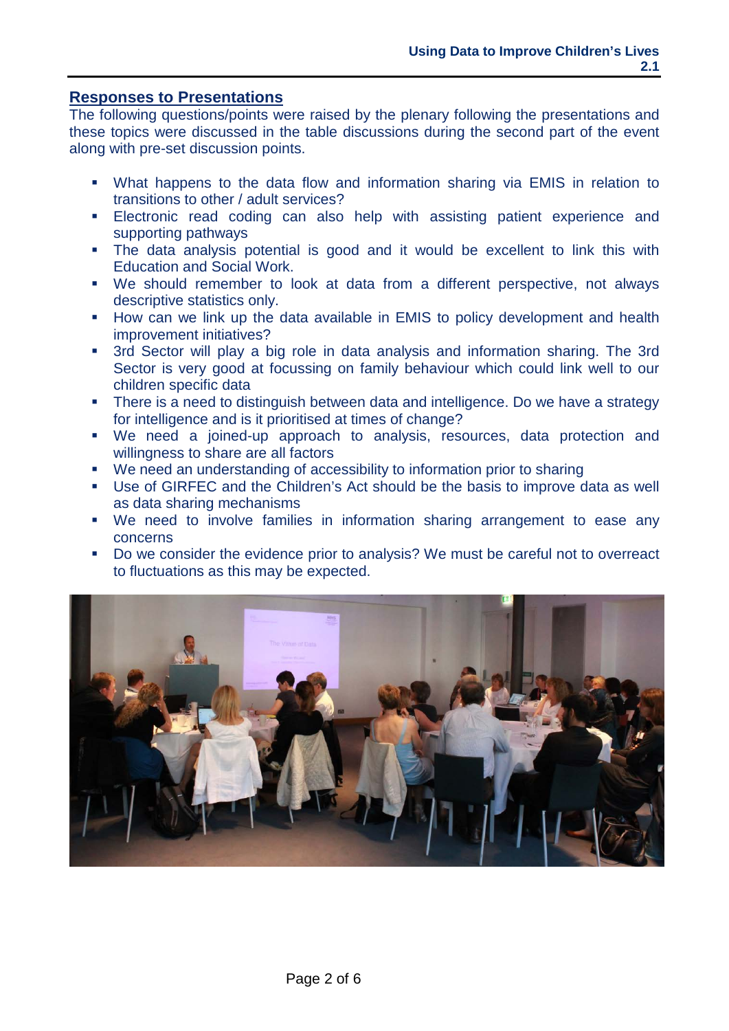## Responses to Presentations

The following questions/points were raised by the plenary following the presentations and these topics were discussed in the table discussions during the second part of the event along with pre-set discussion points.

- What happens to the data flow and information sharing via EMIS in relation to transitions to other / adult services?
- Electronic read coding can also help with assisting patient experience and supporting pathways
- The data analysis potential is good and it would be excellent to link this with Education and Social Work.
- We should remember to look at data from a different perspective, not always descriptive statistics only.
- How can we link up the data available in EMIS to policy development and health improvement initiatives?
- 3rd Sector will play a big role in data analysis and information sharing. The 3rd Sector is very good at focussing on family behaviour which could link well to our children specific data
- There is a need to distinguish between data and intelligence. Do we have a strategy for intelligence and is it prioritised at times of change?
- We need a joined-up approach to analysis, resources, data protection and willingness to share are all factors
- We need an understanding of accessibility to information prior to sharing
- Use of GIRFEC and the Children's Act should be the basis to improve data as well as data sharing mechanisms
- We need to involve families in information sharing arrangement to ease any concerns
- Do we consider the evidence prior to analysis? We must be careful not to overreact to fluctuations as this may be expected.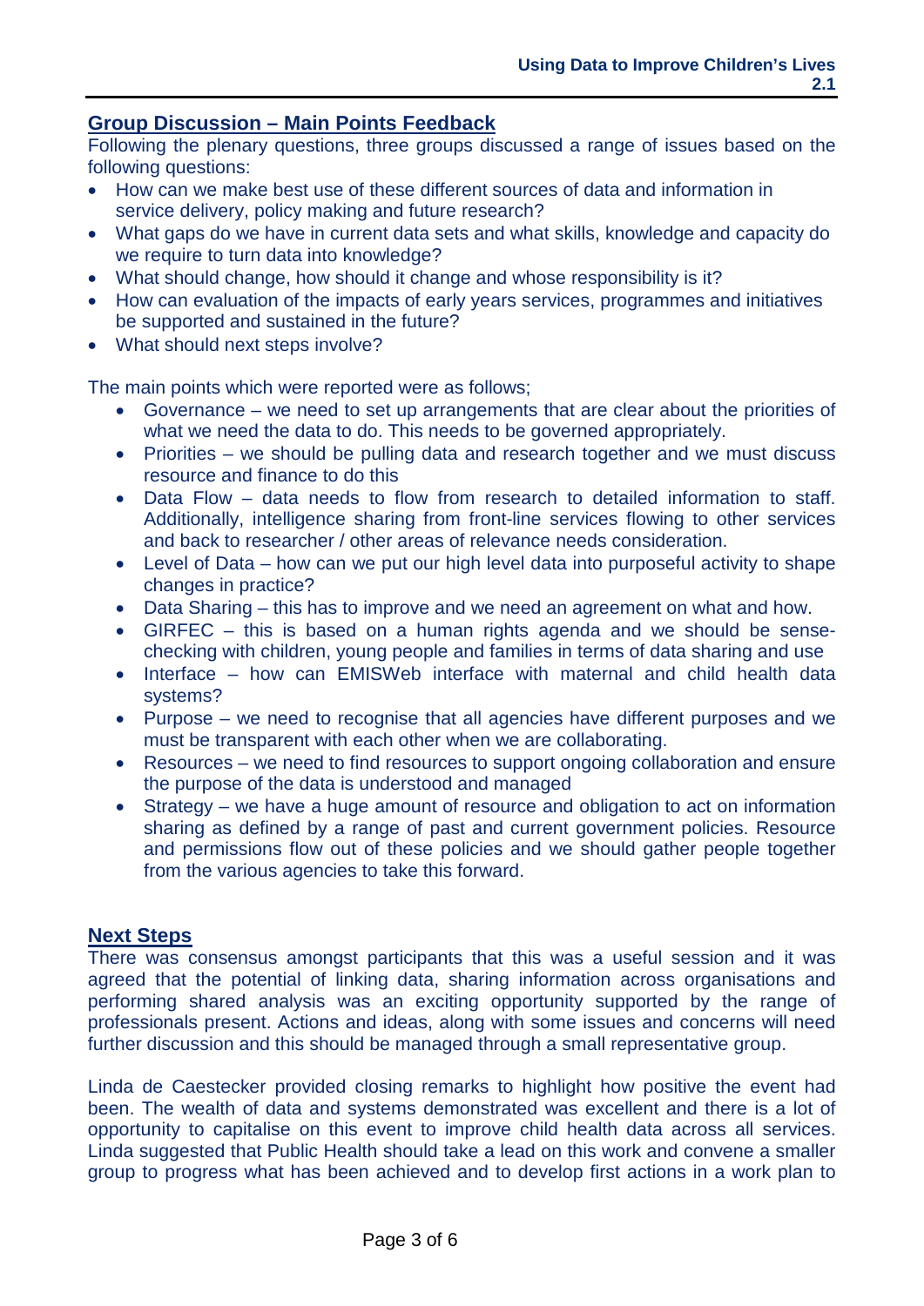## Group Discussion – Main Points Feedback

Following the plenary questions, three groups discussed a range of issues based on the following questions:

- How can we make best use of these different sources of data and information in service delivery, policy making and future research?
- What gaps do we have in current data sets and what skills, knowledge and capacity do we require to turn data into knowledge?
- What should change, how should it change and whose responsibility is it?
- How can evaluation of the impacts of early years services, programmes and initiatives be supported and sustained in the future?
- What should next steps involve?

The main points which were reported were as follows;

- Governance – we need to set up arrangements that are clear about the priorities of what we need the data to do. This needs to be governed appropriately.
- Priorities – we should be pulling data and research together and we must discuss resource and finance to do this
- Data Flow – data needs to flow from research to detailed information to staff. Additionally, intelligence sharing from front-line services flowing to other services and back to researcher / other areas of relevance needs consideration.
- Level of Data – how can we put our high level data into purposeful activity to shape changes in practice?
- Data Sharing – this has to improve and we need an agreement on what and how.
- GIRFEC – this is based on a human rights agenda and we should be sense-checking with children, young people and families in terms of data sharing and use
- Interface – how can EMISWeb interface with maternal and child health data systems?
- Purpose – we need to recognise that all agencies have different purposes and we must be transparent with each other when we are collaborating.
- Resources – we need to find resources to support ongoing collaboration and ensure the purpose of the data is understood and managed
- Strategy – we have a huge amount of resource and obligation to act on information sharing as defined by a range of past and current government policies. Resource and permissions flow out of these policies and we should gather people together from the various agencies to take this forward.

## Next Steps

There was consensus amongst participants that this was a useful session and it was agreed that the potential of linking data, sharing information across organisations and performing shared analysis was an exciting opportunity supported by the range of professionals present. Actions and ideas, along with some issues and concerns will need further discussion and this should be managed through a small representative group.

Linda de Caestecker provided closing remarks to highlight how positive the event had been. The wealth of data and systems demonstrated was excellent and there is a lot of opportunity to capitalise on this event to improve child health data across all services. Linda suggested that Public Health should take a lead on this work and convene a smaller group to progress what has been achieved and to develop first actions in a work plan to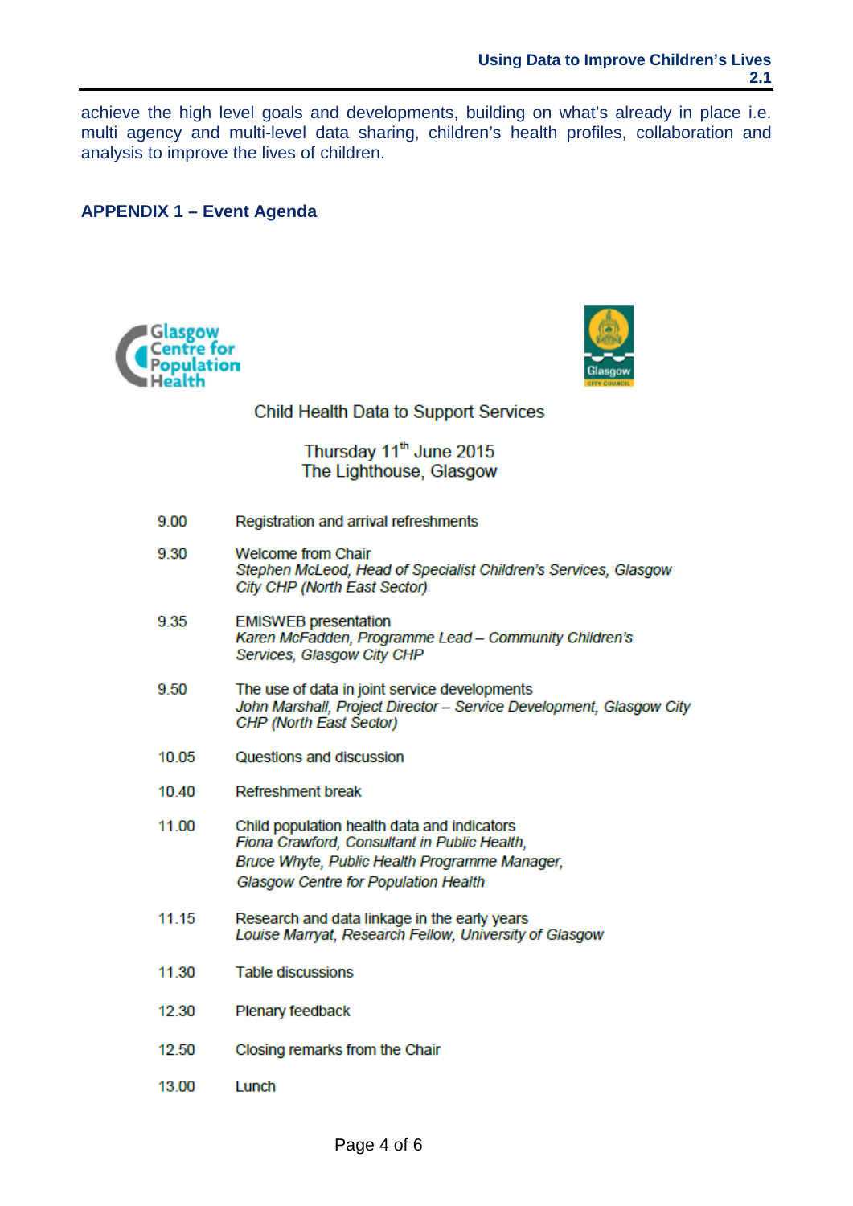achieve the high level goals and developments, building on what's already in place i.e. multi agency and multi-level data sharing, children's health profiles, collaboration and analysis to improve the lives of children.

## APPENDIX 1 – Event Agenda

Child Health Data to Support Services

Thursday 11th June 2015
The Lighthouse, Glasgow

| | |
|---|---|
| 9.00 | Registration and arrival refreshments |
| 9.30 | Welcome from Chair<br>*Stephen McLeod, Head of Specialist Children's Services, Glasgow City CHP (North East Sector)* |
| 9.35 | EMISWEB presentation<br>*Karen McFadden, Programme Lead – Community Children's Services, Glasgow City CHP* |
| 9.50 | The use of data in joint service developments<br>*John Marshall, Project Director – Service Development, Glasgow City CHP (North East Sector)* |
| 10.05 | Questions and discussion |
| 10.40 | Refreshment break |
| 11.00 | Child population health data and indicators<br>*Fiona Crawford, Consultant in Public Health,*<br>*Bruce Whyte, Public Health Programme Manager,*<br>*Glasgow Centre for Population Health* |
| 11.15 | Research and data linkage in the early years<br>*Louise Marryat, Research Fellow, University of Glasgow* |
| 11.30 | Table discussions |
| 12.30 | Plenary feedback |
| 12.50 | Closing remarks from the Chair |
| 13.00 | Lunch |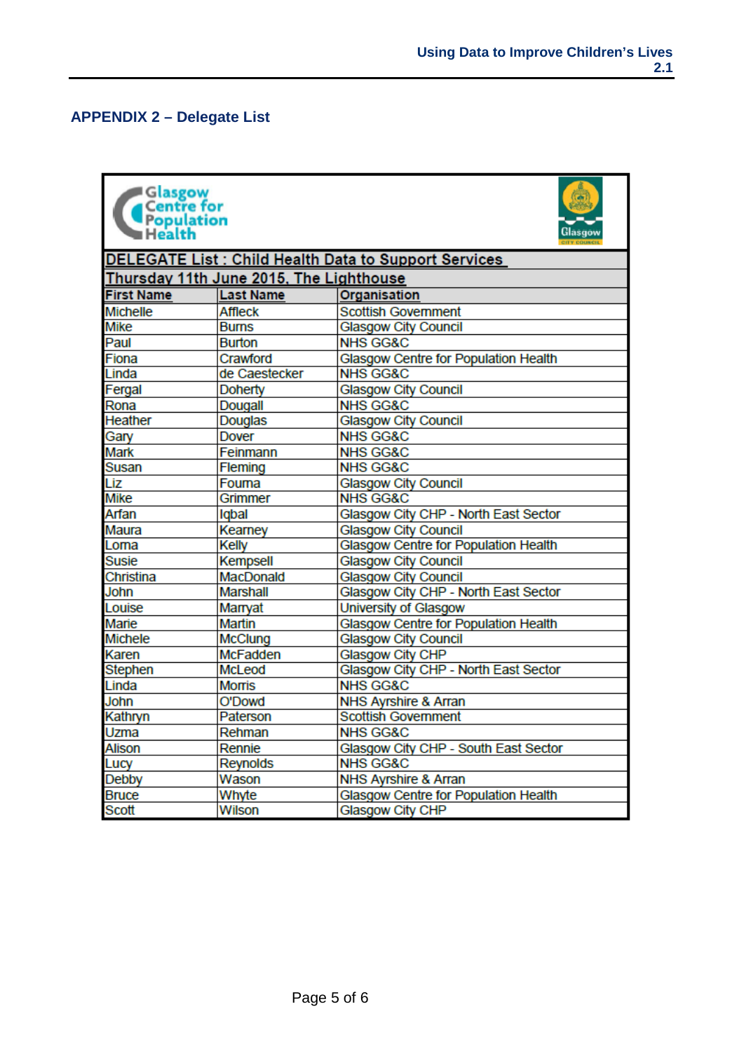## APPENDIX 2 – Delegate List

Glasgow Centre for Population Health

Glasgow City Council

| DELEGATE List : Child Health Data to Support Services | | |
|---|---|---|
| **Thursday 11th June 2015, The Lighthouse** | | |
| **First Name** | **Last Name** | **Organisation** |
| Michelle | Affleck | Scottish Government |
| Mike | Burns | Glasgow City Council |
| Paul | Burton | NHS GG&C |
| Fiona | Crawford | Glasgow Centre for Population Health |
| Linda | de Caestecker | NHS GG&C |
| Fergal | Doherty | Glasgow City Council |
| Rona | Dougall | NHS GG&C |
| Heather | Douglas | Glasgow City Council |
| Gary | Dover | NHS GG&C |
| Mark | Feinmann | NHS GG&C |
| Susan | Fleming | NHS GG&C |
| Liz | Fouma | Glasgow City Council |
| Mike | Grimmer | NHS GG&C |
| Arfan | Iqbal | Glasgow City CHP - North East Sector |
| Maura | Kearney | Glasgow City Council |
| Lorna | Kelly | Glasgow Centre for Population Health |
| Susie | Kempsell | Glasgow City Council |
| Christina | MacDonald | Glasgow City Council |
| John | Marshall | Glasgow City CHP - North East Sector |
| Louise | Marryat | University of Glasgow |
| Marie | Martin | Glasgow Centre for Population Health |
| Michele | McClung | Glasgow City Council |
| Karen | McFadden | Glasgow City CHP |
| Stephen | McLeod | Glasgow City CHP - North East Sector |
| Linda | Morris | NHS GG&C |
| John | O'Dowd | NHS Ayrshire & Arran |
| Kathryn | Paterson | Scottish Government |
| Uzma | Rehman | NHS GG&C |
| Alison | Rennie | Glasgow City CHP - South East Sector |
| Lucy | Reynolds | NHS GG&C |
| Debby | Wason | NHS Ayrshire & Arran |
| Bruce | Whyte | Glasgow Centre for Population Health |
| Scott | Wilson | Glasgow City CHP |